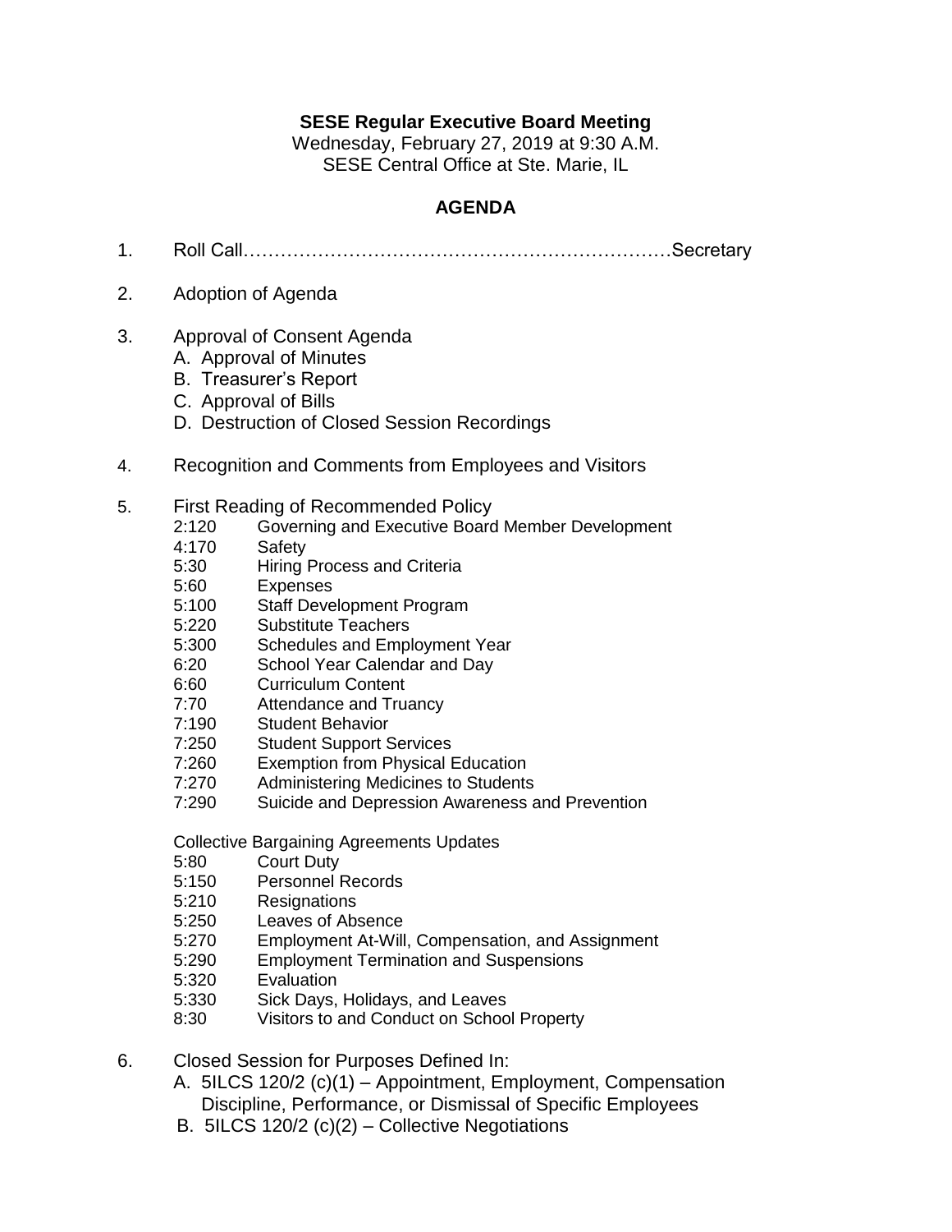**SESE Regular Executive Board Meeting**

Wednesday, February 27, 2019 at 9:30 A.M.

SESE Central Office at Ste. Marie, IL

**AGENDA**

1. Roll Call……………………………………………………………Secretary

2. Adoption of Agenda

3. Approval of Consent Agenda
   - A. Approval of Minutes
   - B. Treasurer's Report
   - C. Approval of Bills
   - D. Destruction of Closed Session Recordings

4. Recognition and Comments from Employees and Visitors

5. First Reading of Recommended Policy
   - 2:120 Governing and Executive Board Member Development
   - 4:170 Safety
   - 5:30 Hiring Process and Criteria
   - 5:60 Expenses
   - 5:100 Staff Development Program
   - 5:220 Substitute Teachers
   - 5:300 Schedules and Employment Year
   - 6:20 School Year Calendar and Day
   - 6:60 Curriculum Content
   - 7:70 Attendance and Truancy
   - 7:190 Student Behavior
   - 7:250 Student Support Services
   - 7:260 Exemption from Physical Education
   - 7:270 Administering Medicines to Students
   - 7:290 Suicide and Depression Awareness and Prevention

   Collective Bargaining Agreements Updates
   - 5:80 Court Duty
   - 5:150 Personnel Records
   - 5:210 Resignations
   - 5:250 Leaves of Absence
   - 5:270 Employment At-Will, Compensation, and Assignment
   - 5:290 Employment Termination and Suspensions
   - 5:320 Evaluation
   - 5:330 Sick Days, Holidays, and Leaves
   - 8:30 Visitors to and Conduct on School Property

6. Closed Session for Purposes Defined In:
   - A. 5ILCS 120/2 (c)(1) – Appointment, Employment, Compensation Discipline, Performance, or Dismissal of Specific Employees
   - B. 5ILCS 120/2 (c)(2) – Collective Negotiations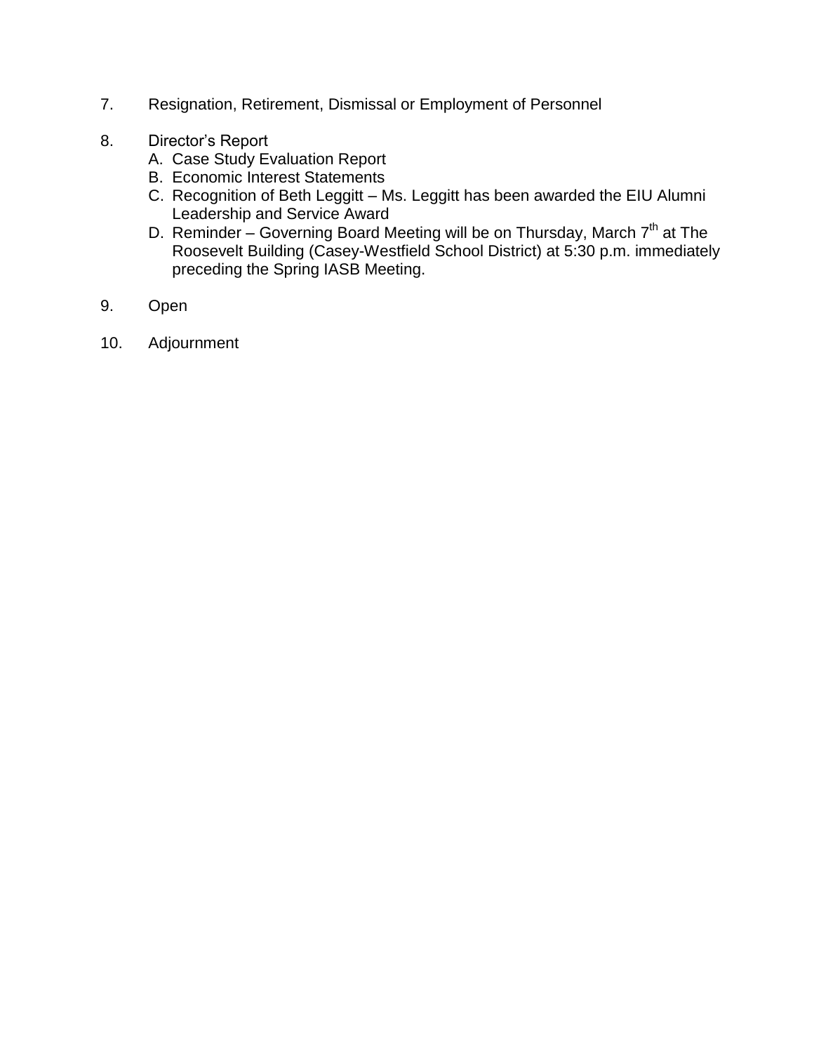7. Resignation, Retirement, Dismissal or Employment of Personnel

8. Director's Report
   A. Case Study Evaluation Report
   B. Economic Interest Statements
   C. Recognition of Beth Leggitt – Ms. Leggitt has been awarded the EIU Alumni Leadership and Service Award
   D. Reminder – Governing Board Meeting will be on Thursday, March 7th at The Roosevelt Building (Casey-Westfield School District) at 5:30 p.m. immediately preceding the Spring IASB Meeting.

9. Open

10. Adjournment